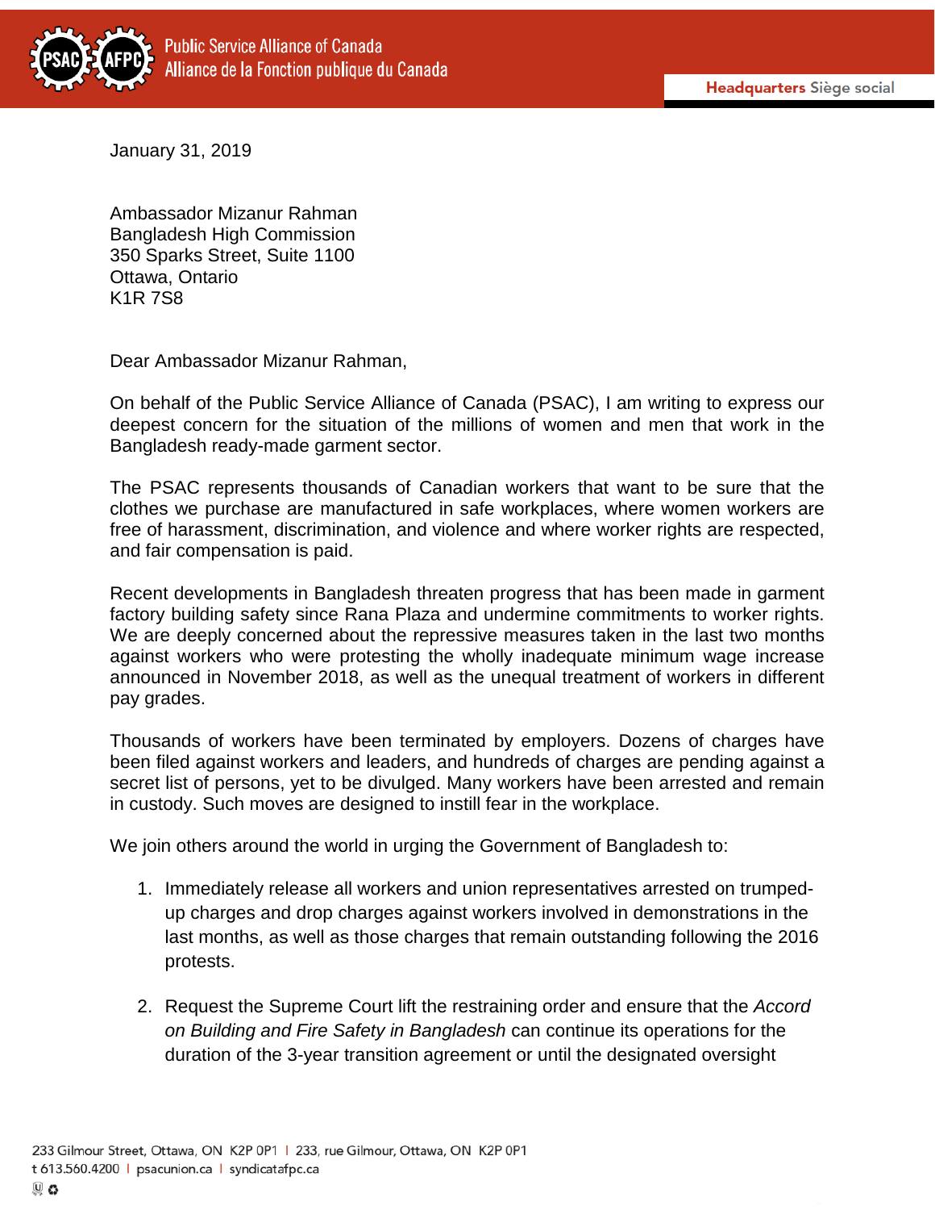January 31, 2019

Ambassador Mizanur Rahman
Bangladesh High Commission
350 Sparks Street, Suite 1100
Ottawa, Ontario
K1R 7S8

Dear Ambassador Mizanur Rahman,

On behalf of the Public Service Alliance of Canada (PSAC), I am writing to express our deepest concern for the situation of the millions of women and men that work in the Bangladesh ready-made garment sector.

The PSAC represents thousands of Canadian workers that want to be sure that the clothes we purchase are manufactured in safe workplaces, where women workers are free of harassment, discrimination, and violence and where worker rights are respected, and fair compensation is paid.

Recent developments in Bangladesh threaten progress that has been made in garment factory building safety since Rana Plaza and undermine commitments to worker rights. We are deeply concerned about the repressive measures taken in the last two months against workers who were protesting the wholly inadequate minimum wage increase announced in November 2018, as well as the unequal treatment of workers in different pay grades.

Thousands of workers have been terminated by employers. Dozens of charges have been filed against workers and leaders, and hundreds of charges are pending against a secret list of persons, yet to be divulged. Many workers have been arrested and remain in custody. Such moves are designed to instill fear in the workplace.

We join others around the world in urging the Government of Bangladesh to:

1. Immediately release all workers and union representatives arrested on trumped-up charges and drop charges against workers involved in demonstrations in the last months, as well as those charges that remain outstanding following the 2016 protests.

2. Request the Supreme Court lift the restraining order and ensure that the *Accord on Building and Fire Safety in Bangladesh* can continue its operations for the duration of the 3-year transition agreement or until the designated oversight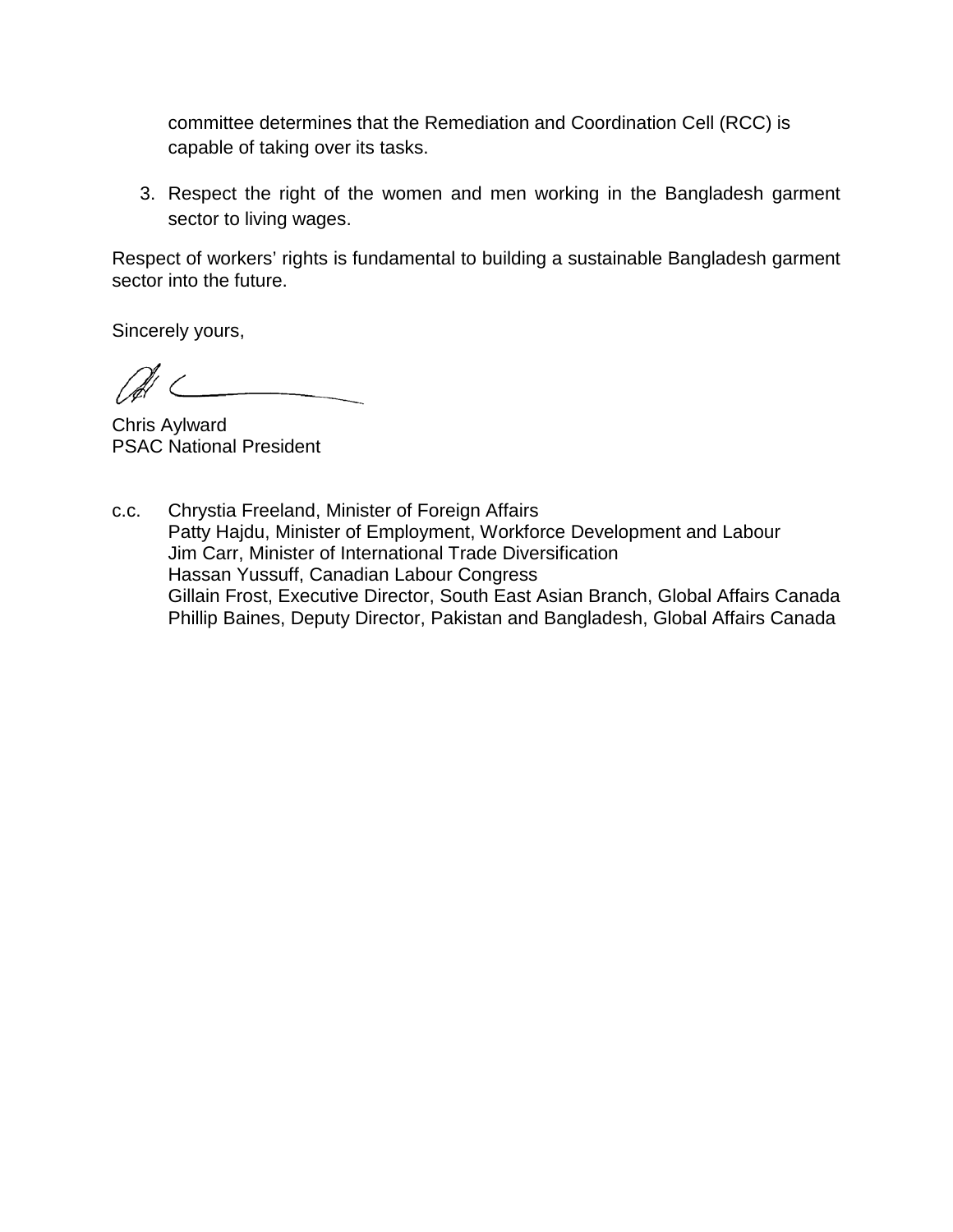committee determines that the Remediation and Coordination Cell (RCC) is capable of taking over its tasks.

3. Respect the right of the women and men working in the Bangladesh garment sector to living wages.

Respect of workers' rights is fundamental to building a sustainable Bangladesh garment sector into the future.

Sincerely yours,

Chris Aylward
PSAC National President

c.c. Chrystia Freeland, Minister of Foreign Affairs
Patty Hajdu, Minister of Employment, Workforce Development and Labour
Jim Carr, Minister of International Trade Diversification
Hassan Yussuff, Canadian Labour Congress
Gillain Frost, Executive Director, South East Asian Branch, Global Affairs Canada
Phillip Baines, Deputy Director, Pakistan and Bangladesh, Global Affairs Canada